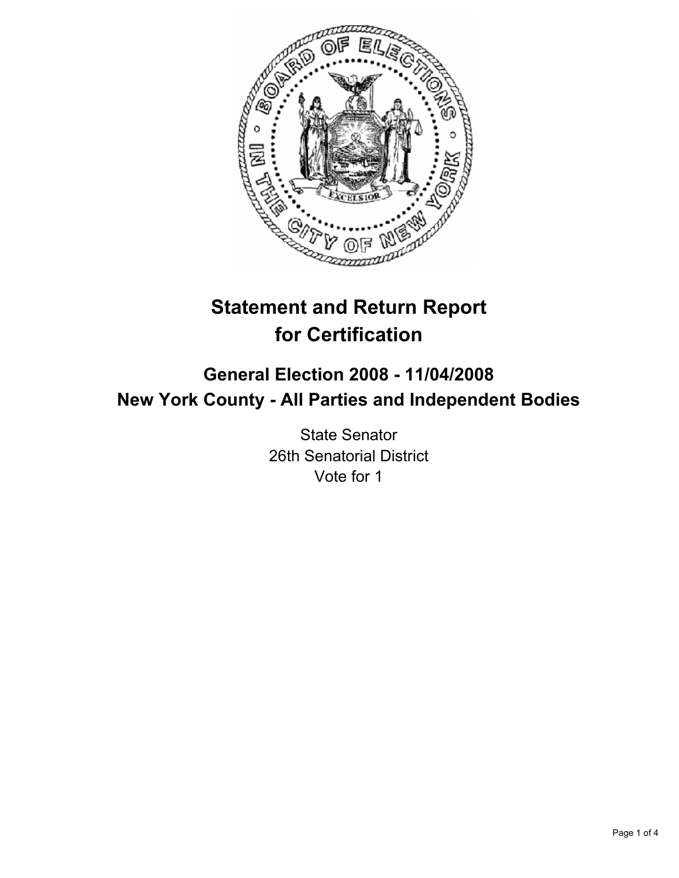# Statement and Return Report for Certification

## General Election 2008 - 11/04/2008
## New York County - All Parties and Independent Bodies

State Senator
26th Senatorial District
Vote for 1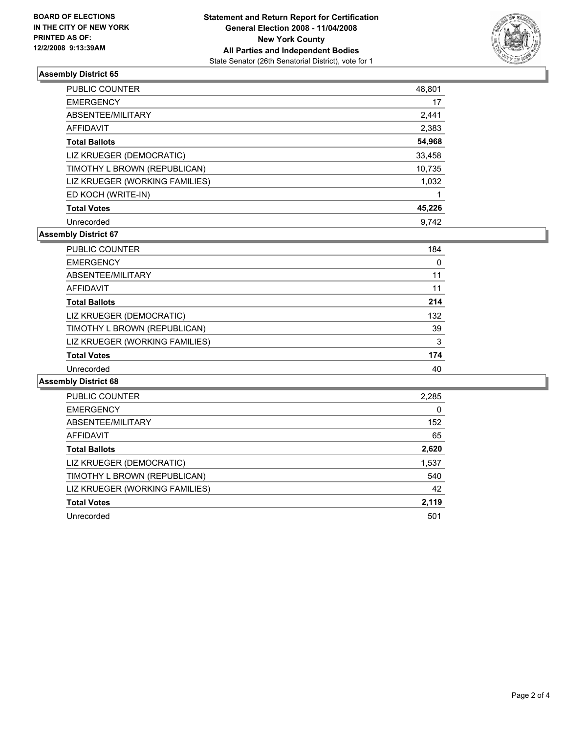**BOARD OF ELECTIONS IN THE CITY OF NEW YORK PRINTED AS OF: 12/2/2008 9:13:39AM**

**Statement and Return Report for Certification General Election 2008 - 11/04/2008 New York County All Parties and Independent Bodies**

State Senator (26th Senatorial District), vote for 1

### Assembly District 65

| | |
|---|---|
| PUBLIC COUNTER | 48,801 |
| EMERGENCY | 17 |
| ABSENTEE/MILITARY | 2,441 |
| AFFIDAVIT | 2,383 |
| **Total Ballots** | **54,968** |
| LIZ KRUEGER (DEMOCRATIC) | 33,458 |
| TIMOTHY L BROWN (REPUBLICAN) | 10,735 |
| LIZ KRUEGER (WORKING FAMILIES) | 1,032 |
| ED KOCH (WRITE-IN) | 1 |
| **Total Votes** | **45,226** |
| Unrecorded | 9,742 |

### Assembly District 67

| | |
|---|---|
| PUBLIC COUNTER | 184 |
| EMERGENCY | 0 |
| ABSENTEE/MILITARY | 11 |
| AFFIDAVIT | 11 |
| **Total Ballots** | **214** |
| LIZ KRUEGER (DEMOCRATIC) | 132 |
| TIMOTHY L BROWN (REPUBLICAN) | 39 |
| LIZ KRUEGER (WORKING FAMILIES) | 3 |
| **Total Votes** | **174** |
| Unrecorded | 40 |

### Assembly District 68

| | |
|---|---|
| PUBLIC COUNTER | 2,285 |
| EMERGENCY | 0 |
| ABSENTEE/MILITARY | 152 |
| AFFIDAVIT | 65 |
| **Total Ballots** | **2,620** |
| LIZ KRUEGER (DEMOCRATIC) | 1,537 |
| TIMOTHY L BROWN (REPUBLICAN) | 540 |
| LIZ KRUEGER (WORKING FAMILIES) | 42 |
| **Total Votes** | **2,119** |
| Unrecorded | 501 |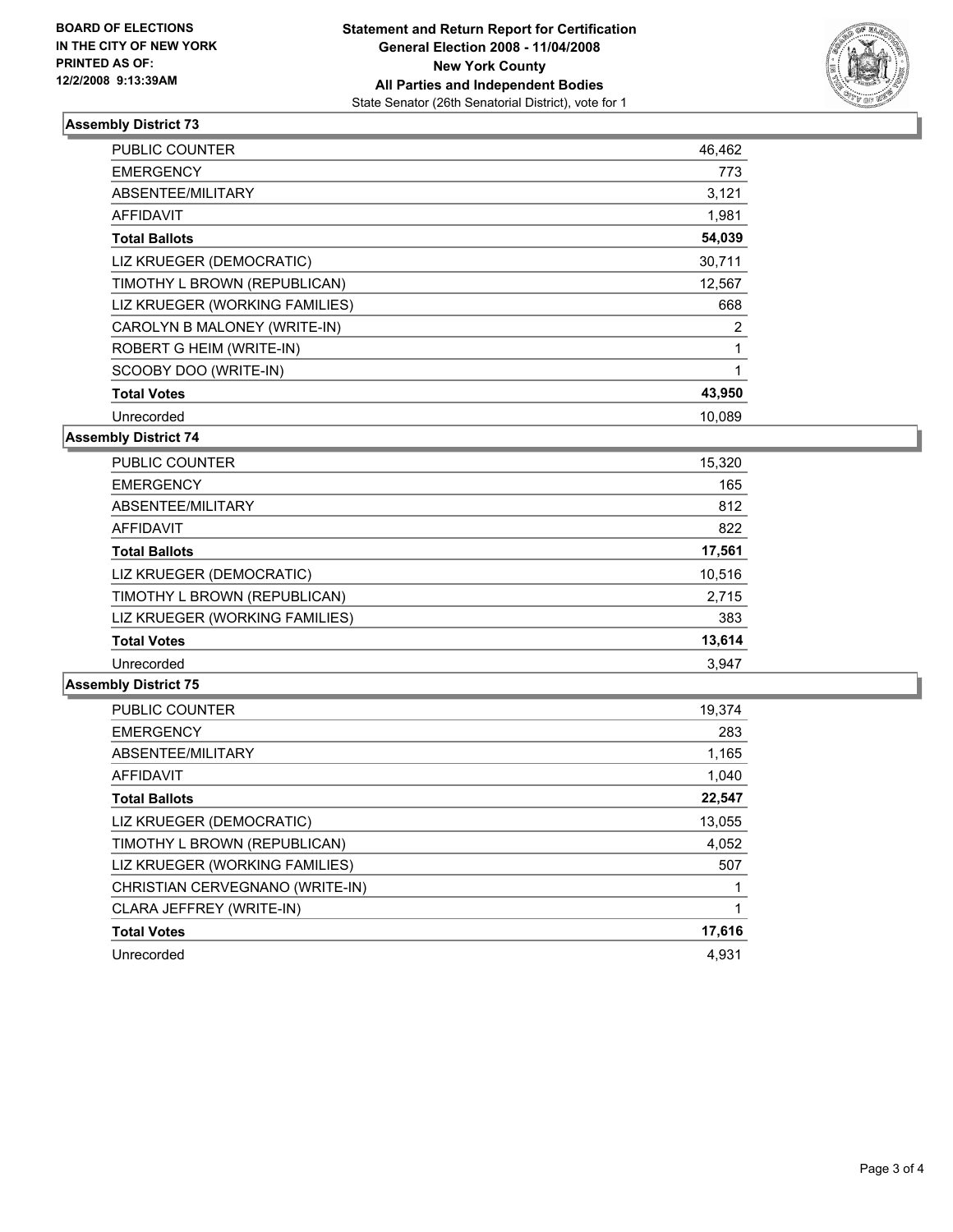**BOARD OF ELECTIONS IN THE CITY OF NEW YORK PRINTED AS OF: 12/2/2008 9:13:39AM**

**Statement and Return Report for Certification**
**General Election 2008 - 11/04/2008**
**New York County**
**All Parties and Independent Bodies**
State Senator (26th Senatorial District), vote for 1

### Assembly District 73

| | |
|---|---|
| PUBLIC COUNTER | 46,462 |
| EMERGENCY | 773 |
| ABSENTEE/MILITARY | 3,121 |
| AFFIDAVIT | 1,981 |
| **Total Ballots** | **54,039** |
| LIZ KRUEGER (DEMOCRATIC) | 30,711 |
| TIMOTHY L BROWN (REPUBLICAN) | 12,567 |
| LIZ KRUEGER (WORKING FAMILIES) | 668 |
| CAROLYN B MALONEY (WRITE-IN) | 2 |
| ROBERT G HEIM (WRITE-IN) | 1 |
| SCOOBY DOO (WRITE-IN) | 1 |
| **Total Votes** | **43,950** |
| Unrecorded | 10,089 |

### Assembly District 74

| | |
|---|---|
| PUBLIC COUNTER | 15,320 |
| EMERGENCY | 165 |
| ABSENTEE/MILITARY | 812 |
| AFFIDAVIT | 822 |
| **Total Ballots** | **17,561** |
| LIZ KRUEGER (DEMOCRATIC) | 10,516 |
| TIMOTHY L BROWN (REPUBLICAN) | 2,715 |
| LIZ KRUEGER (WORKING FAMILIES) | 383 |
| **Total Votes** | **13,614** |
| Unrecorded | 3,947 |

### Assembly District 75

| | |
|---|---|
| PUBLIC COUNTER | 19,374 |
| EMERGENCY | 283 |
| ABSENTEE/MILITARY | 1,165 |
| AFFIDAVIT | 1,040 |
| **Total Ballots** | **22,547** |
| LIZ KRUEGER (DEMOCRATIC) | 13,055 |
| TIMOTHY L BROWN (REPUBLICAN) | 4,052 |
| LIZ KRUEGER (WORKING FAMILIES) | 507 |
| CHRISTIAN CERVEGNANO (WRITE-IN) | 1 |
| CLARA JEFFREY (WRITE-IN) | 1 |
| **Total Votes** | **17,616** |
| Unrecorded | 4,931 |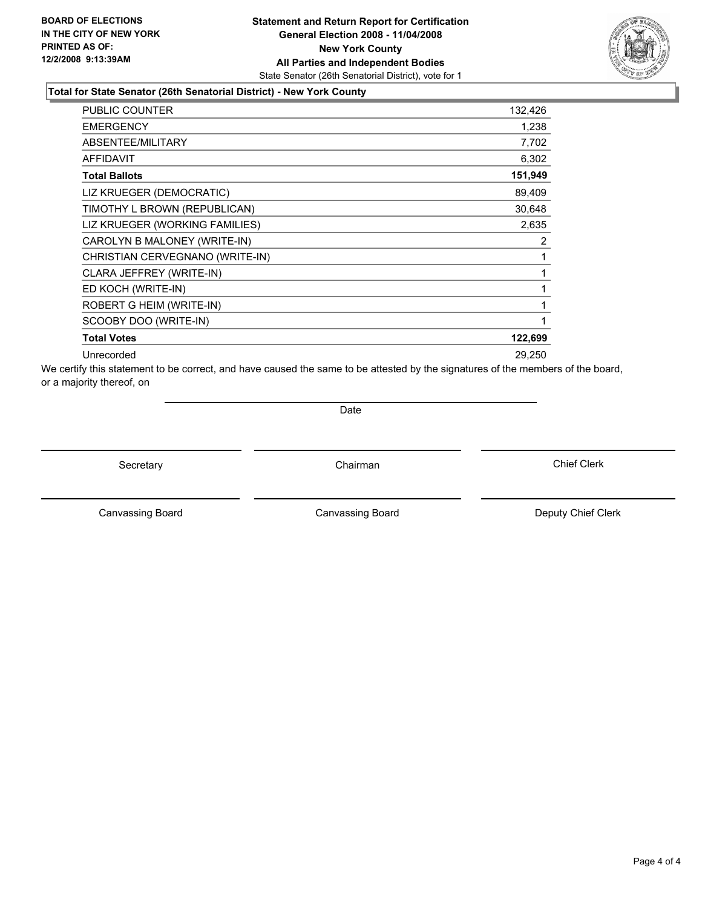**BOARD OF ELECTIONS IN THE CITY OF NEW YORK PRINTED AS OF: 12/2/2008 9:13:39AM**

**Statement and Return Report for Certification**
**General Election 2008 - 11/04/2008**
**New York County**
**All Parties and Independent Bodies**
State Senator (26th Senatorial District), vote for 1

**Total for State Senator (26th Senatorial District) - New York County**

| | |
|---|---|
| PUBLIC COUNTER | 132,426 |
| EMERGENCY | 1,238 |
| ABSENTEE/MILITARY | 7,702 |
| AFFIDAVIT | 6,302 |
| **Total Ballots** | **151,949** |
| LIZ KRUEGER (DEMOCRATIC) | 89,409 |
| TIMOTHY L BROWN (REPUBLICAN) | 30,648 |
| LIZ KRUEGER (WORKING FAMILIES) | 2,635 |
| CAROLYN B MALONEY (WRITE-IN) | 2 |
| CHRISTIAN CERVEGNANO (WRITE-IN) | 1 |
| CLARA JEFFREY (WRITE-IN) | 1 |
| ED KOCH (WRITE-IN) | 1 |
| ROBERT G HEIM (WRITE-IN) | 1 |
| SCOOBY DOO (WRITE-IN) | 1 |
| **Total Votes** | **122,699** |
| Unrecorded | 29,250 |

We certify this statement to be correct, and have caused the same to be attested by the signatures of the members of the board, or a majority thereof, on

Date

Secretary

Chairman

Chief Clerk

Canvassing Board

Canvassing Board

Deputy Chief Clerk